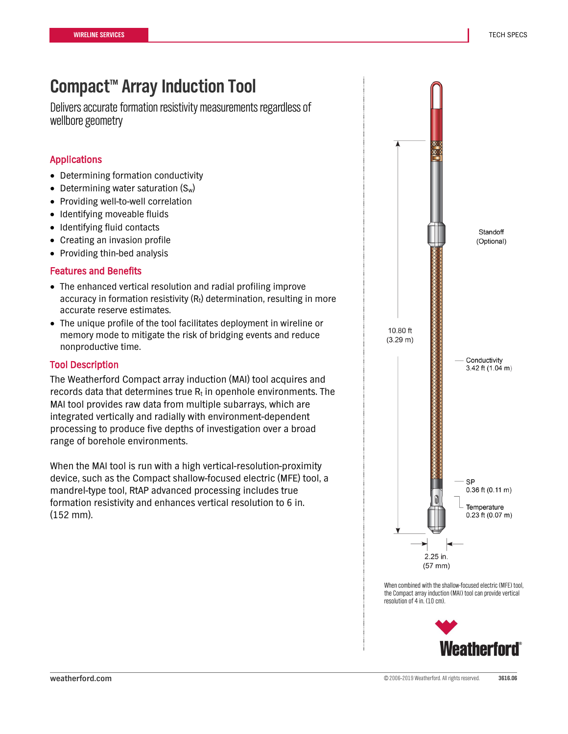# Compact™ Array Induction Tool

Delivers accurate formation resistivity measurements regardless of wellbore geometry

## Applications

- Determining formation conductivity
- Determining water saturation ($S_w$)
- Providing well-to-well correlation
- Identifying moveable fluids
- Identifying fluid contacts
- Creating an invasion profile
- Providing thin-bed analysis

## Features and Benefits

- The enhanced vertical resolution and radial profiling improve accuracy in formation resistivity ($R_t$) determination, resulting in more accurate reserve estimates.
- The unique profile of the tool facilitates deployment in wireline or memory mode to mitigate the risk of bridging events and reduce nonproductive time.

## Tool Description

The Weatherford Compact array induction (MAI) tool acquires and records data that determines true $R_t$ in openhole environments. The MAI tool provides raw data from multiple subarrays, which are integrated vertically and radially with environment-dependent processing to produce five depths of investigation over a broad range of borehole environments.

When the MAI tool is run with a high vertical-resolution-proximity device, such as the Compact shallow-focused electric (MFE) tool, a mandrel-type tool, RtAP advanced processing includes true formation resistivity and enhances vertical resolution to 6 in. (152 mm).

Standoff (Optional)

10.80 ft (3.29 m)

Conductivity 3.42 ft (1.04 m)

SP 0.36 ft (0.11 m)

Temperature 0.23 ft (0.07 m)

2.25 in. (57 mm)

When combined with the shallow-focused electric (MFE) tool, the Compact array induction (MAI) tool can provide vertical resolution of 4 in. (10 cm).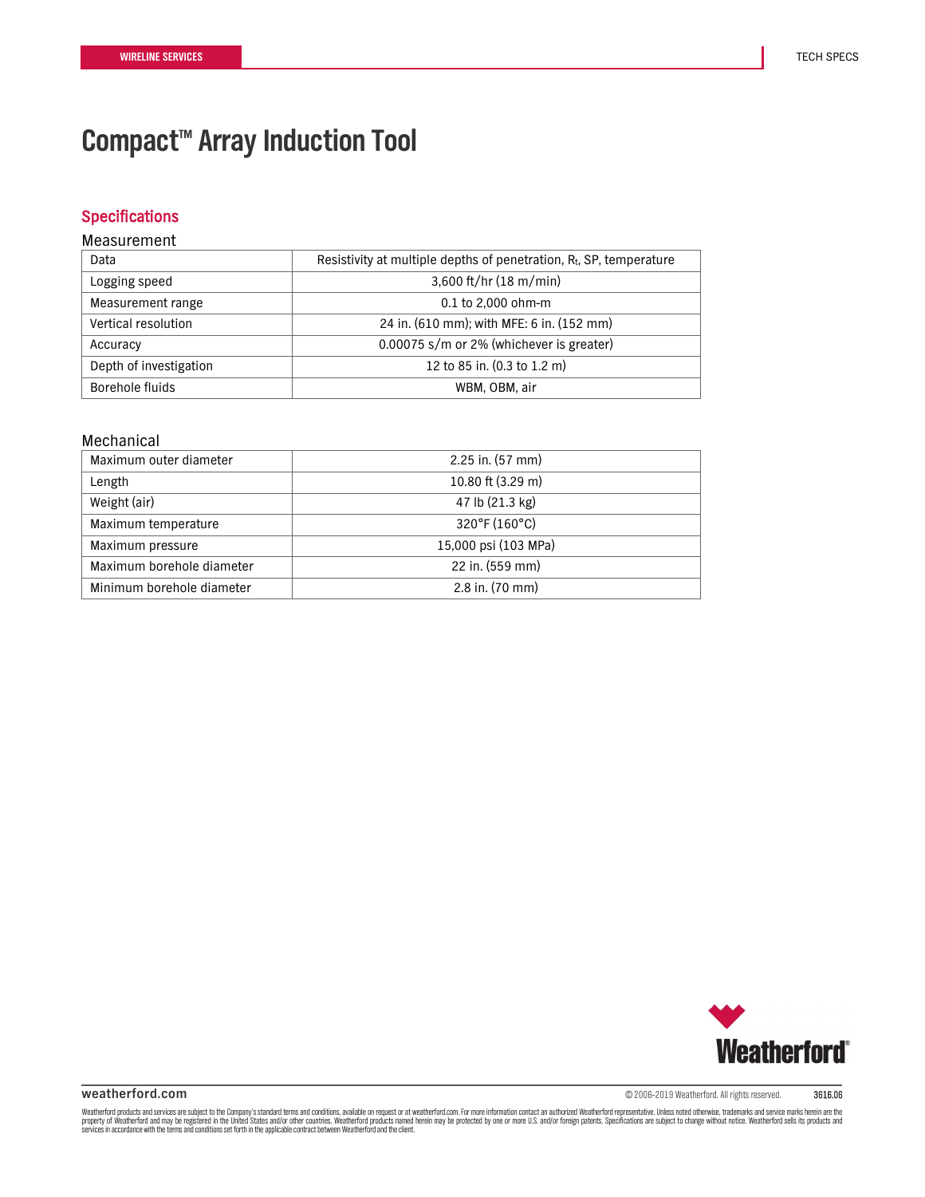# Compact™ Array Induction Tool

## Specifications

### Measurement

| | |
|---|---|
| Data | Resistivity at multiple depths of penetration, $R_t$, SP, temperature |
| Logging speed | 3,600 ft/hr (18 m/min) |
| Measurement range | 0.1 to 2,000 ohm-m |
| Vertical resolution | 24 in. (610 mm); with MFE: 6 in. (152 mm) |
| Accuracy | 0.00075 s/m or 2% (whichever is greater) |
| Depth of investigation | 12 to 85 in. (0.3 to 1.2 m) |
| Borehole fluids | WBM, OBM, air |

### Mechanical

| | |
|---|---|
| Maximum outer diameter | 2.25 in. (57 mm) |
| Length | 10.80 ft (3.29 m) |
| Weight (air) | 47 lb (21.3 kg) |
| Maximum temperature | 320°F (160°C) |
| Maximum pressure | 15,000 psi (103 MPa) |
| Maximum borehole diameter | 22 in. (559 mm) |
| Minimum borehole diameter | 2.8 in. (70 mm) |

weatherford.com

© 2006-2019 Weatherford. All rights reserved. 3616.06

Weatherford products and services are subject to the Company's standard terms and conditions, available on request or at weatherford.com. For more information contact an authorized Weatherford representative. Unless noted otherwise, trademarks and service marks herein are the property of Weatherford and may be registered in the United States and/or other countries. Weatherford products named herein may be protected by one or more U.S. and/or foreign patents. Specifications are subject to change without notice. Weatherford sells its products and services in accordance with the terms and conditions set forth in the applicable contract between Weatherford and the client.